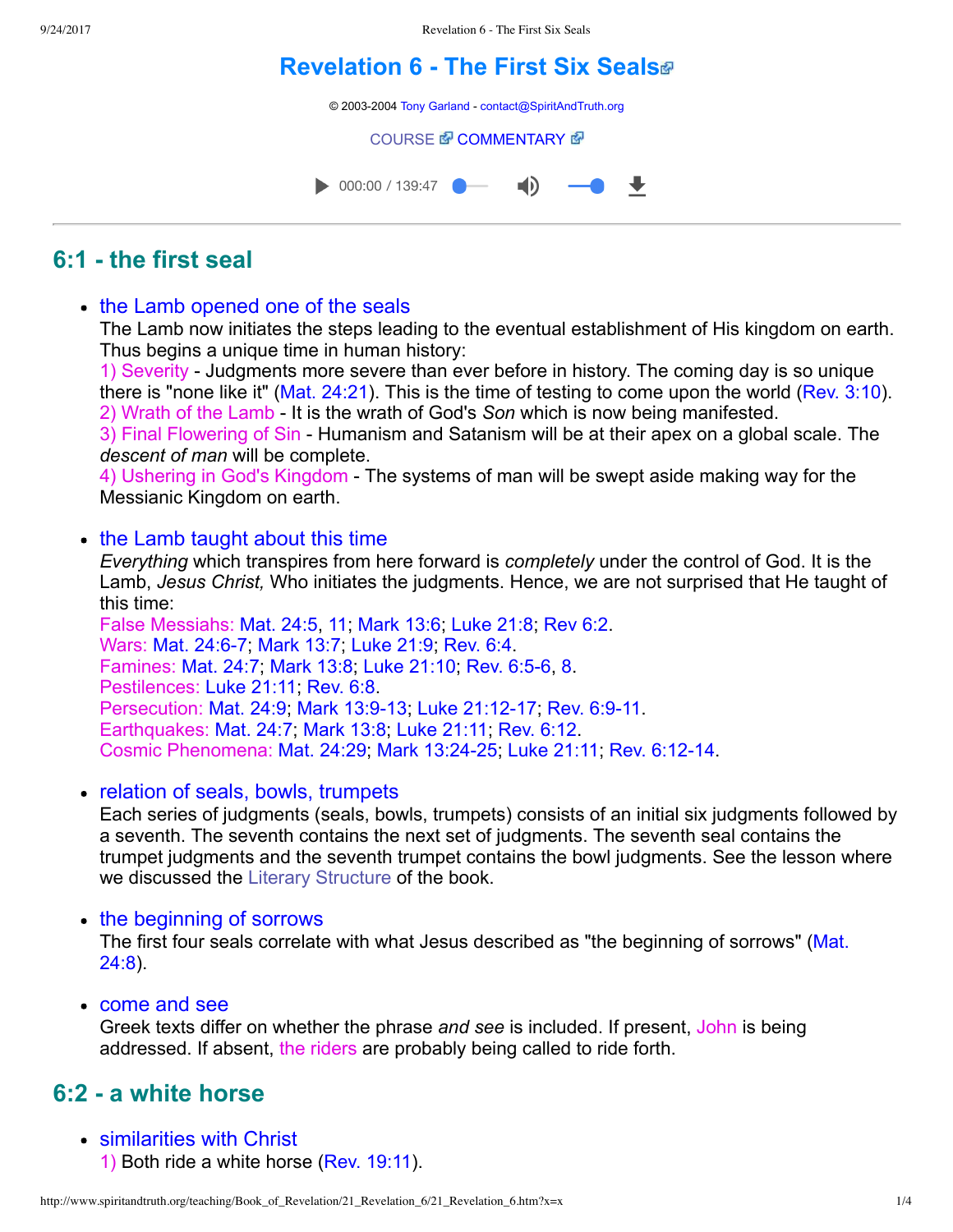# Revelation 6 - The First Six Seals

© 2003-2004 Tony Garland - contact@SpiritAndTruth.org

COURSE COMMENTARY

000:00 / 139:47

---

## 6:1 - the first seal

- **the Lamb opened one of the seals**
  The Lamb now initiates the steps leading to the eventual establishment of His kingdom on earth. Thus begins a unique time in human history:
  1) Severity - Judgments more severe than ever before in history. The coming day is so unique there is "none like it" (Mat. 24:21). This is the time of testing to come upon the world (Rev. 3:10).
  2) Wrath of the Lamb - It is the wrath of God's *Son* which is now being manifested.
  3) Final Flowering of Sin - Humanism and Satanism will be at their apex on a global scale. The *descent of man* will be complete.
  4) Ushering in God's Kingdom - The systems of man will be swept aside making way for the Messianic Kingdom on earth.

- **the Lamb taught about this time**
  *Everything* which transpires from here forward is *completely* under the control of God. It is the Lamb, *Jesus Christ,* Who initiates the judgments. Hence, we are not surprised that He taught of this time:
  False Messiahs: Mat. 24:5, 11; Mark 13:6; Luke 21:8; Rev 6:2.
  Wars: Mat. 24:6-7; Mark 13:7; Luke 21:9; Rev. 6:4.
  Famines: Mat. 24:7; Mark 13:8; Luke 21:10; Rev. 6:5-6, 8.
  Pestilences: Luke 21:11; Rev. 6:8.
  Persecution: Mat. 24:9; Mark 13:9-13; Luke 21:12-17; Rev. 6:9-11.
  Earthquakes: Mat. 24:7; Mark 13:8; Luke 21:11; Rev. 6:12.
  Cosmic Phenomena: Mat. 24:29; Mark 13:24-25; Luke 21:11; Rev. 6:12-14.

- **relation of seals, bowls, trumpets**
  Each series of judgments (seals, bowls, trumpets) consists of an initial six judgments followed by a seventh. The seventh contains the next set of judgments. The seventh seal contains the trumpet judgments and the seventh trumpet contains the bowl judgments. See the lesson where we discussed the Literary Structure of the book.

- **the beginning of sorrows**
  The first four seals correlate with what Jesus described as "the beginning of sorrows" (Mat. 24:8).

- **come and see**
  Greek texts differ on whether the phrase *and see* is included. If present, John is being addressed. If absent, the riders are probably being called to ride forth.

## 6:2 - a white horse

- **similarities with Christ**
  1) Both ride a white horse (Rev. 19:11).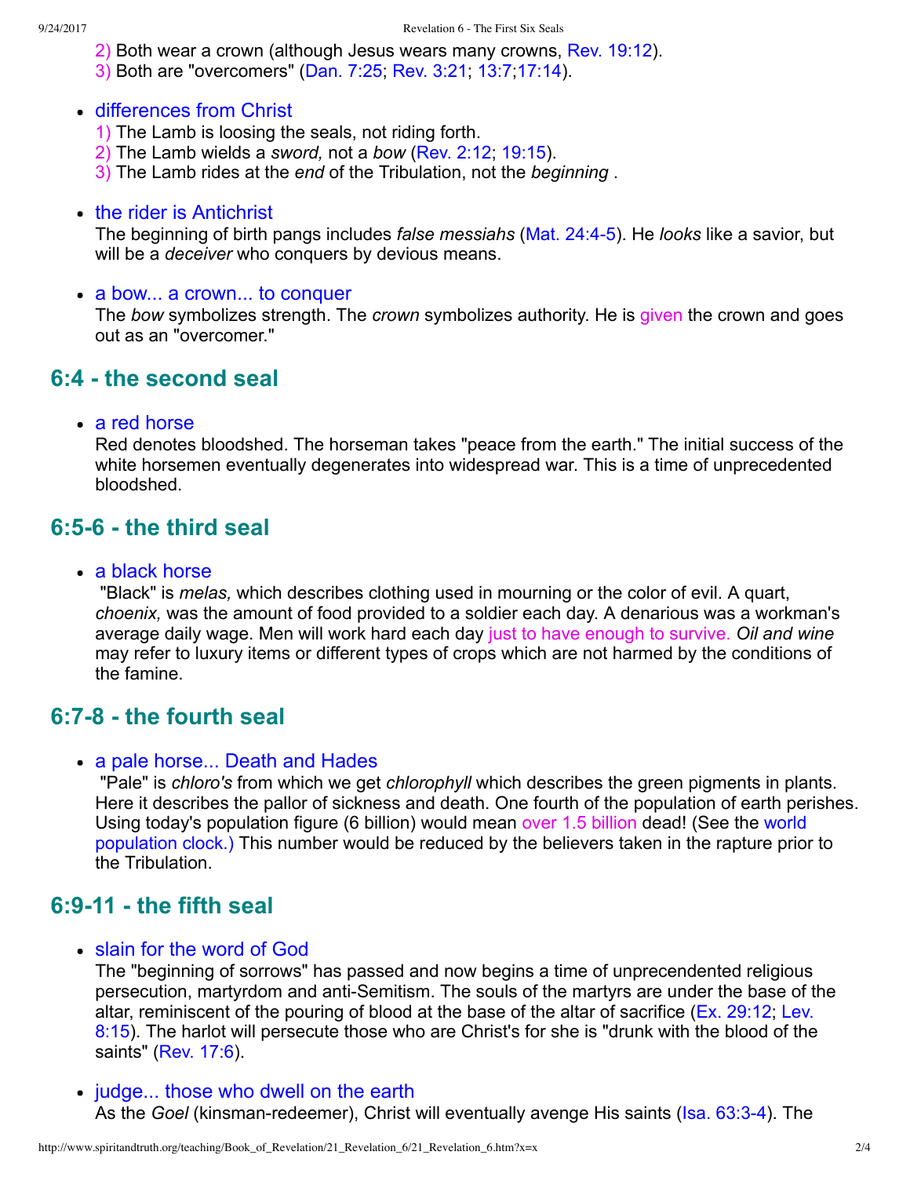2) Both wear a crown (although Jesus wears many crowns, Rev. 19:12).
3) Both are "overcomers" (Dan. 7:25; Rev. 3:21; 13:7;17:14).

- differences from Christ
  1) The Lamb is loosing the seals, not riding forth.
  2) The Lamb wields a *sword,* not a *bow* (Rev. 2:12; 19:15).
  3) The Lamb rides at the *end* of the Tribulation, not the *beginning* .

- the rider is Antichrist
  The beginning of birth pangs includes *false messiahs* (Mat. 24:4-5). He *looks* like a savior, but will be a *deceiver* who conquers by devious means.

- a bow... a crown... to conquer
  The *bow* symbolizes strength. The *crown* symbolizes authority. He is given the crown and goes out as an "overcomer."

## 6:4 - the second seal

- a red horse
  Red denotes bloodshed. The horseman takes "peace from the earth." The initial success of the white horsemen eventually degenerates into widespread war. This is a time of unprecedented bloodshed.

## 6:5-6 - the third seal

- a black horse
  "Black" is *melas,* which describes clothing used in mourning or the color of evil. A quart, *choenix,* was the amount of food provided to a soldier each day. A denarious was a workman's average daily wage. Men will work hard each day just to have enough to survive. *Oil and wine* may refer to luxury items or different types of crops which are not harmed by the conditions of the famine.

## 6:7-8 - the fourth seal

- a pale horse... Death and Hades
  "Pale" is *chloro's* from which we get *chlorophyll* which describes the green pigments in plants. Here it describes the pallor of sickness and death. One fourth of the population of earth perishes. Using today's population figure (6 billion) would mean over 1.5 billion dead! (See the world population clock.) This number would be reduced by the believers taken in the rapture prior to the Tribulation.

## 6:9-11 - the fifth seal

- slain for the word of God
  The "beginning of sorrows" has passed and now begins a time of unprecendented religious persecution, martyrdom and anti-Semitism. The souls of the martyrs are under the base of the altar, reminiscent of the pouring of blood at the base of the altar of sacrifice (Ex. 29:12; Lev. 8:15). The harlot will persecute those who are Christ's for she is "drunk with the blood of the saints" (Rev. 17:6).

- judge... those who dwell on the earth
  As the *Goel* (kinsman-redeemer), Christ will eventually avenge His saints (Isa. 63:3-4). The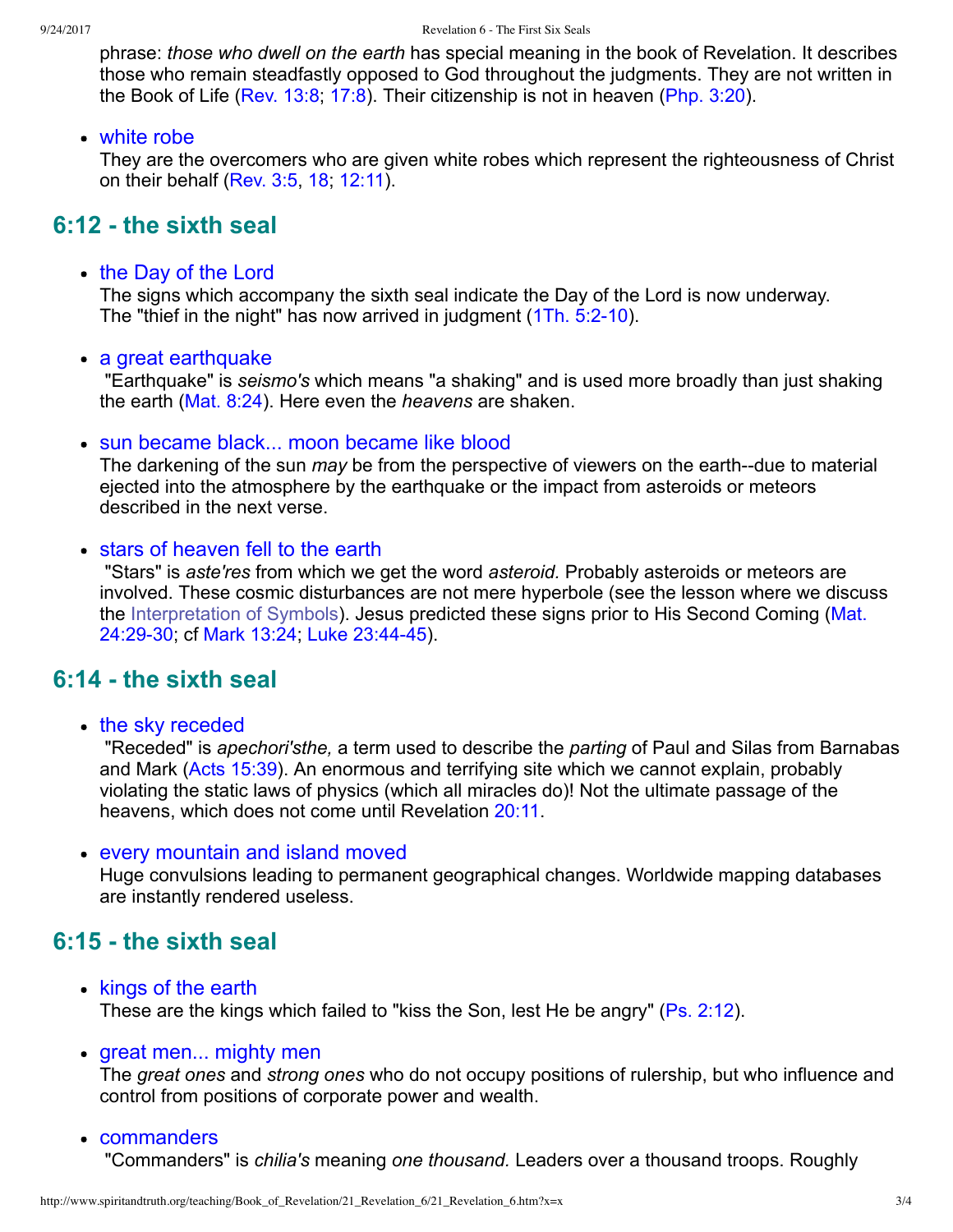phrase: *those who dwell on the earth* has special meaning in the book of Revelation. It describes those who remain steadfastly opposed to God throughout the judgments. They are not written in the Book of Life (Rev. 13:8; 17:8). Their citizenship is not in heaven (Php. 3:20).

- white robe
  They are the overcomers who are given white robes which represent the righteousness of Christ on their behalf (Rev. 3:5, 18; 12:11).

## 6:12 - the sixth seal

- the Day of the Lord
  The signs which accompany the sixth seal indicate the Day of the Lord is now underway. The "thief in the night" has now arrived in judgment (1Th. 5:2-10).

- a great earthquake
  "Earthquake" is *seismo's* which means "a shaking" and is used more broadly than just shaking the earth (Mat. 8:24). Here even the *heavens* are shaken.

- sun became black... moon became like blood
  The darkening of the sun *may* be from the perspective of viewers on the earth--due to material ejected into the atmosphere by the earthquake or the impact from asteroids or meteors described in the next verse.

- stars of heaven fell to the earth
  "Stars" is *aste'res* from which we get the word *asteroid.* Probably asteroids or meteors are involved. These cosmic disturbances are not mere hyperbole (see the lesson where we discuss the Interpretation of Symbols). Jesus predicted these signs prior to His Second Coming (Mat. 24:29-30; cf Mark 13:24; Luke 23:44-45).

## 6:14 - the sixth seal

- the sky receded
  "Receded" is *apechori'sthe,* a term used to describe the *parting* of Paul and Silas from Barnabas and Mark (Acts 15:39). An enormous and terrifying site which we cannot explain, probably violating the static laws of physics (which all miracles do)! Not the ultimate passage of the heavens, which does not come until Revelation 20:11.

- every mountain and island moved
  Huge convulsions leading to permanent geographical changes. Worldwide mapping databases are instantly rendered useless.

## 6:15 - the sixth seal

- kings of the earth
  These are the kings which failed to "kiss the Son, lest He be angry" (Ps. 2:12).

- great men... mighty men
  The *great ones* and *strong ones* who do not occupy positions of rulership, but who influence and control from positions of corporate power and wealth.

- commanders
  "Commanders" is *chilia's* meaning *one thousand.* Leaders over a thousand troops. Roughly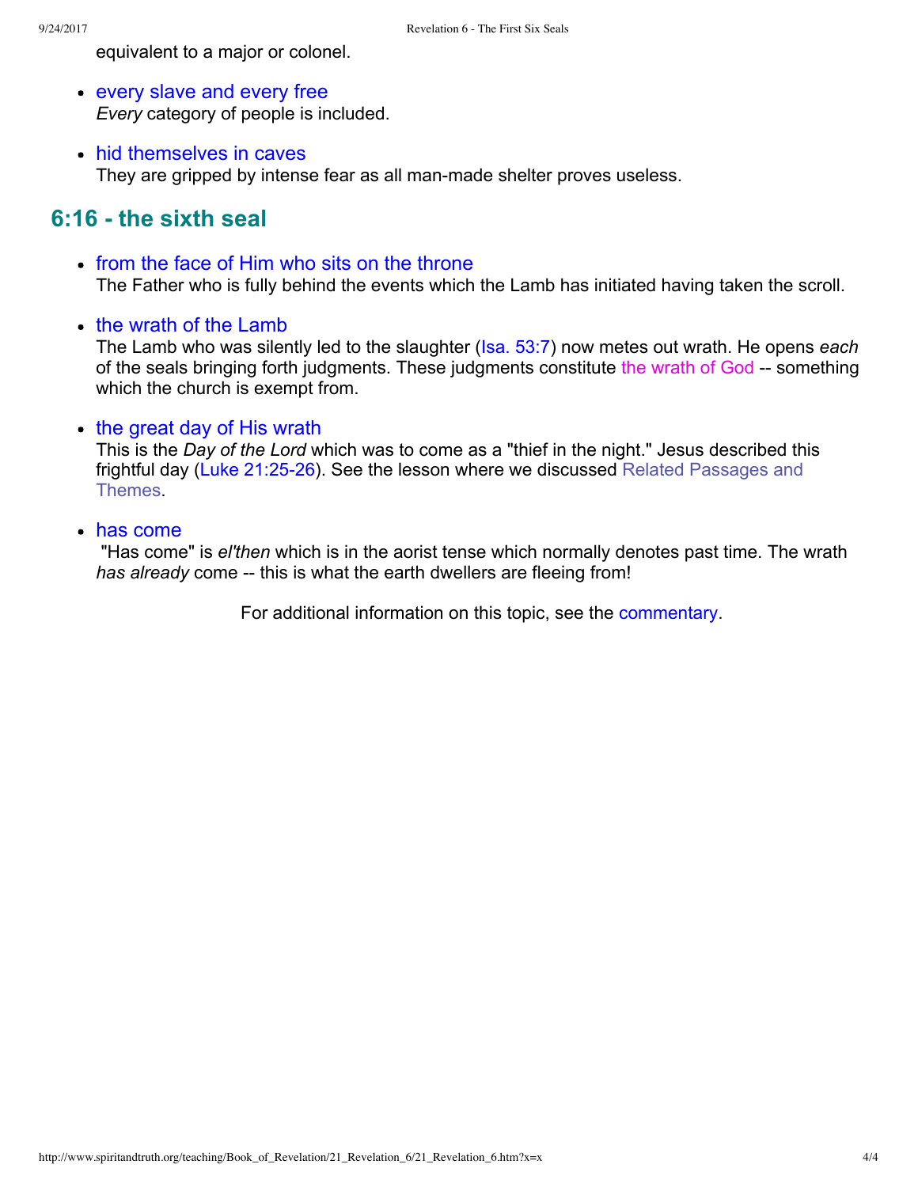equivalent to a major or colonel.

- every slave and every free
  *Every* category of people is included.

- hid themselves in caves
  They are gripped by intense fear as all man-made shelter proves useless.

## 6:16 - the sixth seal

- from the face of Him who sits on the throne
  The Father who is fully behind the events which the Lamb has initiated having taken the scroll.

- the wrath of the Lamb
  The Lamb who was silently led to the slaughter (Isa. 53:7) now metes out wrath. He opens *each* of the seals bringing forth judgments. These judgments constitute the wrath of God -- something which the church is exempt from.

- the great day of His wrath
  This is the *Day of the Lord* which was to come as a "thief in the night." Jesus described this frightful day (Luke 21:25-26). See the lesson where we discussed Related Passages and Themes.

- has come
  "Has come" is *el'then* which is in the aorist tense which normally denotes past time. The wrath *has already* come -- this is what the earth dwellers are fleeing from!

For additional information on this topic, see the commentary.